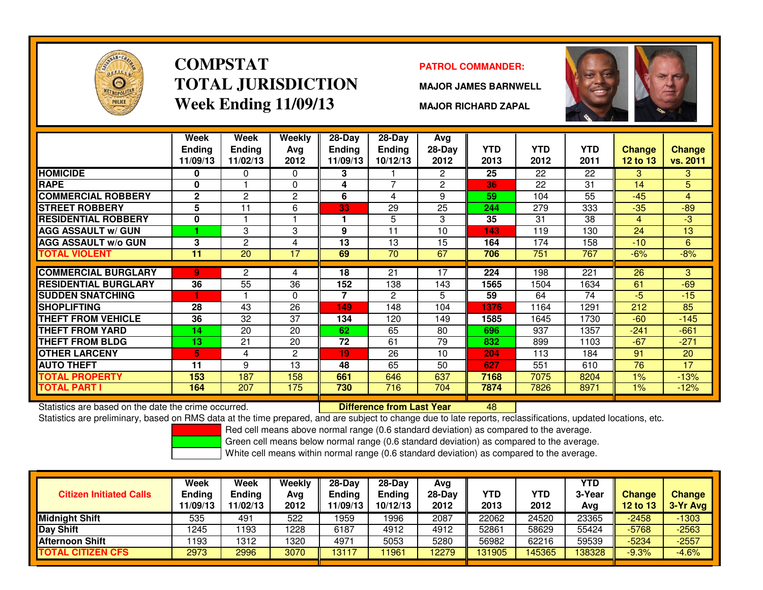# COMPSTAT
# TOTAL JURISDICTION
## Week Ending 11/09/13

**PATROL COMMANDER:**

**MAJOR JAMES BARNWELL**

**MAJOR RICHARD ZAPAL**

| | Week Ending 11/09/13 | Week Ending 11/02/13 | Weekly Avg 2012 | 28-Day Ending 11/09/13 | 28-Day Ending 10/12/13 | Avg 28-Day 2012 | YTD 2013 | YTD 2012 | YTD 2011 | Change 12 to 13 | Change vs. 2011 |
|---|---|---|---|---|---|---|---|---|---|---|---|
| **HOMICIDE** | 0 | 0 | 0 | 3 | 1 | 2 | 25 | 22 | 22 | 3 | 3 |
| **RAPE** | 0 | 1 | 0 | 4 | 7 | 2 | 36 | 22 | 31 | 14 | 5 |
| **COMMERCIAL ROBBERY** | 2 | 2 | 2 | 6 | 4 | 9 | 59 | 104 | 55 | -45 | 4 |
| **STREET ROBBERY** | 5 | 11 | 6 | 33 | 29 | 25 | 244 | 279 | 333 | -35 | -89 |
| **RESIDENTIAL ROBBERY** | 0 | 1 | 1 | 1 | 5 | 3 | 35 | 31 | 38 | 4 | -3 |
| **AGG ASSAULT w/ GUN** | 1 | 3 | 3 | 9 | 11 | 10 | 143 | 119 | 130 | 24 | 13 |
| **AGG ASSAULT w/o GUN** | 3 | 2 | 4 | 13 | 13 | 15 | 164 | 174 | 158 | -10 | 6 |
| **TOTAL VIOLENT** | 11 | 20 | 17 | 69 | 70 | 67 | 706 | 751 | 767 | -6% | -8% |
| **COMMERCIAL BURGLARY** | 9 | 2 | 4 | 18 | 21 | 17 | 224 | 198 | 221 | 26 | 3 |
| **RESIDENTIAL BURGLARY** | 36 | 55 | 36 | 152 | 138 | 143 | 1565 | 1504 | 1634 | 61 | -69 |
| **SUDDEN SNATCHING** | 1 | 1 | 0 | 7 | 2 | 5 | 59 | 64 | 74 | -5 | -15 |
| **SHOPLIFTING** | 28 | 43 | 26 | 149 | 148 | 104 | 1376 | 1164 | 1291 | 212 | 85 |
| **THEFT FROM VEHICLE** | 36 | 32 | 37 | 134 | 120 | 149 | 1585 | 1645 | 1730 | -60 | -145 |
| **THEFT FROM YARD** | 14 | 20 | 20 | 62 | 65 | 80 | 696 | 937 | 1357 | -241 | -661 |
| **THEFT FROM BLDG** | 13 | 21 | 20 | 72 | 61 | 79 | 832 | 899 | 1103 | -67 | -271 |
| **OTHER LARCENY** | 5 | 4 | 2 | 19 | 26 | 10 | 204 | 113 | 184 | 91 | 20 |
| **AUTO THEFT** | 11 | 9 | 13 | 48 | 65 | 50 | 627 | 551 | 610 | 76 | 17 |
| **TOTAL PROPERTY** | 153 | 187 | 158 | 661 | 646 | 637 | 7168 | 7075 | 8204 | 1% | -13% |
| **TOTAL PART I** | 164 | 207 | 175 | 730 | 716 | 704 | 7874 | 7826 | 8971 | 1% | -12% |

Statistics are based on the date the crime occurred. **Difference from Last Year** 48

Statistics are preliminary, based on RMS data at the time prepared, and are subject to change due to late reports, reclassifications, updated locations, etc.

Red cell means above normal range (0.6 standard deviation) as compared to the average.

Green cell means below normal range (0.6 standard deviation) as compared to the average.

White cell means within normal range (0.6 standard deviation) as compared to the average.

| Citizen Initiated Calls | Week Ending 11/09/13 | Week Ending 11/02/13 | Weekly Avg 2012 | 28-Day Ending 11/09/13 | 28-Day Ending 10/12/13 | Avg 28-Day 2012 | YTD 2013 | YTD 2012 | YTD 3-Year Avg | Change 12 to 13 | Change 3-Yr Avg |
|---|---|---|---|---|---|---|---|---|---|---|---|
| **Midnight Shift** | 535 | 491 | 522 | 1959 | 1996 | 2087 | 22062 | 24520 | 23365 | -2458 | -1303 |
| **Day Shift** | 1245 | 1193 | 1228 | 6187 | 4912 | 4912 | 52861 | 58629 | 55424 | -5768 | -2563 |
| **Afternoon Shift** | 1193 | 1312 | 1320 | 4971 | 5053 | 5280 | 56982 | 62216 | 59539 | -5234 | -2557 |
| **TOTAL CITIZEN CFS** | 2973 | 2996 | 3070 | 13117 | 11961 | 12279 | 131905 | 145365 | 138328 | -9.3% | -4.6% |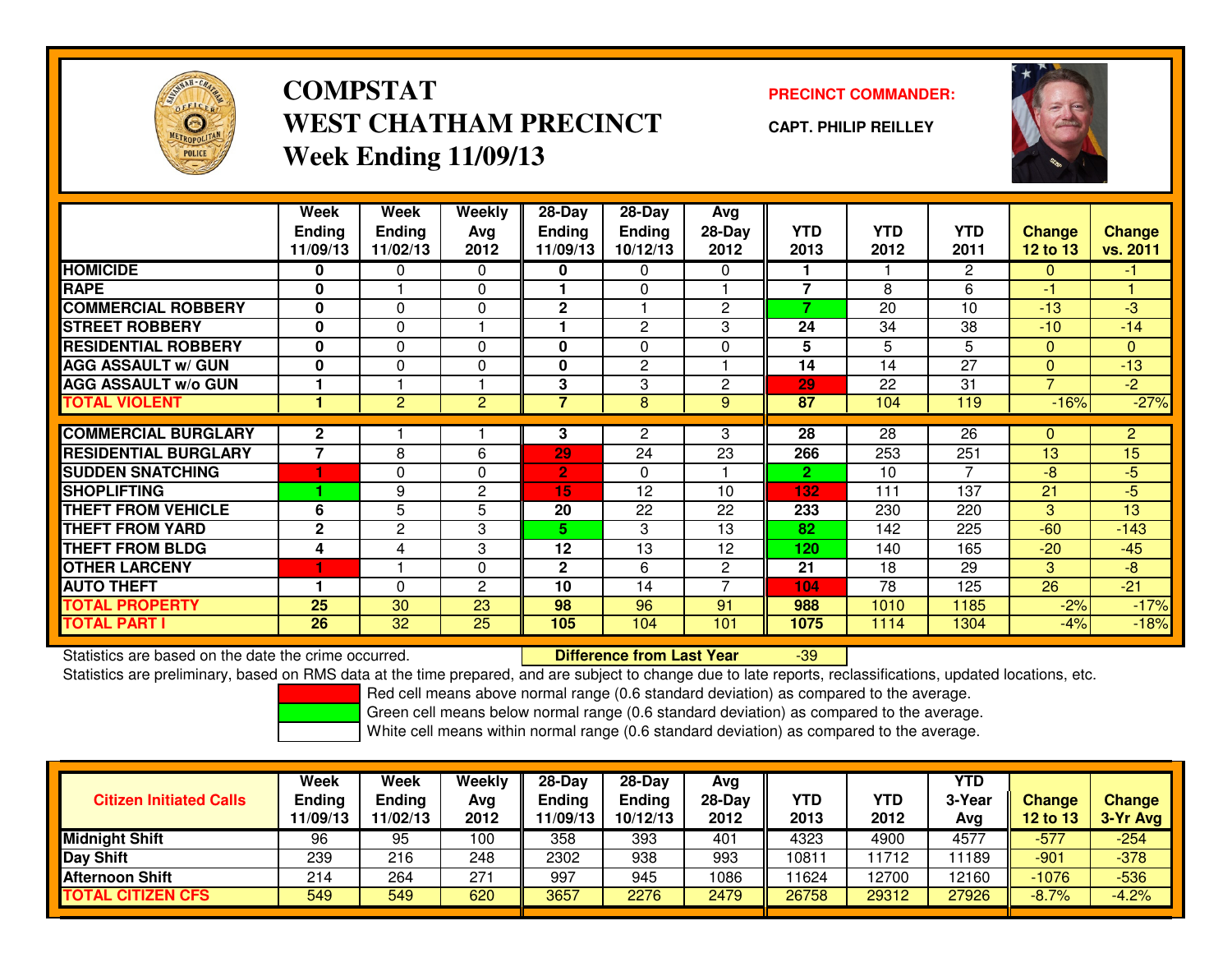# COMPSTAT
# WEST CHATHAM PRECINCT
## Week Ending 11/09/13

**PRECINCT COMMANDER:**

**CAPT. PHILIP REILLEY**

| | Week Ending 11/09/13 | Week Ending 11/02/13 | Weekly Avg 2012 | 28-Day Ending 11/09/13 | 28-Day Ending 10/12/13 | Avg 28-Day 2012 | YTD 2013 | YTD 2012 | YTD 2011 | Change 12 to 13 | Change vs. 2011 |
|---|---|---|---|---|---|---|---|---|---|---|---|
| HOMICIDE | 0 | 0 | 0 | 0 | 0 | 0 | 1 | 1 | 2 | 0 | -1 |
| RAPE | 0 | 1 | 0 | 1 | 0 | 1 | 7 | 8 | 6 | -1 | 1 |
| COMMERCIAL ROBBERY | 0 | 0 | 0 | 2 | 1 | 2 | 7 | 20 | 10 | -13 | -3 |
| STREET ROBBERY | 0 | 0 | 1 | 1 | 2 | 3 | 24 | 34 | 38 | -10 | -14 |
| RESIDENTIAL ROBBERY | 0 | 0 | 0 | 0 | 0 | 0 | 5 | 5 | 5 | 0 | 0 |
| AGG ASSAULT w/ GUN | 0 | 0 | 0 | 0 | 2 | 1 | 14 | 14 | 27 | 0 | -13 |
| AGG ASSAULT w/o GUN | 1 | 1 | 1 | 3 | 3 | 2 | 29 | 22 | 31 | 7 | -2 |
| TOTAL VIOLENT | 1 | 2 | 2 | 7 | 8 | 9 | 87 | 104 | 119 | -16% | -27% |
| COMMERCIAL BURGLARY | 2 | 1 | 1 | 3 | 2 | 3 | 28 | 28 | 26 | 0 | 2 |
| RESIDENTIAL BURGLARY | 7 | 8 | 6 | 29 | 24 | 23 | 266 | 253 | 251 | 13 | 15 |
| SUDDEN SNATCHING | 1 | 0 | 0 | 2 | 0 | 1 | 2 | 10 | 7 | -8 | -5 |
| SHOPLIFTING | 1 | 9 | 2 | 15 | 12 | 10 | 132 | 111 | 137 | 21 | -5 |
| THEFT FROM VEHICLE | 6 | 5 | 5 | 20 | 22 | 22 | 233 | 230 | 220 | 3 | 13 |
| THEFT FROM YARD | 2 | 2 | 3 | 5 | 3 | 13 | 82 | 142 | 225 | -60 | -143 |
| THEFT FROM BLDG | 4 | 4 | 3 | 12 | 13 | 12 | 120 | 140 | 165 | -20 | -45 |
| OTHER LARCENY | 1 | 1 | 0 | 2 | 6 | 2 | 21 | 18 | 29 | 3 | -8 |
| AUTO THEFT | 1 | 0 | 2 | 10 | 14 | 7 | 104 | 78 | 125 | 26 | -21 |
| TOTAL PROPERTY | 25 | 30 | 23 | 98 | 96 | 91 | 988 | 1010 | 1185 | -2% | -17% |
| TOTAL PART I | 26 | 32 | 25 | 105 | 104 | 101 | 1075 | 1114 | 1304 | -4% | -18% |

Statistics are based on the date the crime occurred. **Difference from Last Year** -39

Statistics are preliminary, based on RMS data at the time prepared, and are subject to change due to late reports, reclassifications, updated locations, etc.

Red cell means above normal range (0.6 standard deviation) as compared to the average.
Green cell means below normal range (0.6 standard deviation) as compared to the average.
White cell means within normal range (0.6 standard deviation) as compared to the average.

| Citizen Initiated Calls | Week Ending 11/09/13 | Week Ending 11/02/13 | Weekly Avg 2012 | 28-Day Ending 11/09/13 | 28-Day Ending 10/12/13 | Avg 28-Day 2012 | YTD 2013 | YTD 2012 | YTD 3-Year Avg | Change 12 to 13 | Change 3-Yr Avg |
|---|---|---|---|---|---|---|---|---|---|---|---|
| Midnight Shift | 96 | 95 | 100 | 358 | 393 | 401 | 4323 | 4900 | 4577 | -577 | -254 |
| Day Shift | 239 | 216 | 248 | 2302 | 938 | 993 | 10811 | 11712 | 11189 | -901 | -378 |
| Afternoon Shift | 214 | 264 | 271 | 997 | 945 | 1086 | 11624 | 12700 | 12160 | -1076 | -536 |
| TOTAL CITIZEN CFS | 549 | 549 | 620 | 3657 | 2276 | 2479 | 26758 | 29312 | 27926 | -8.7% | -4.2% |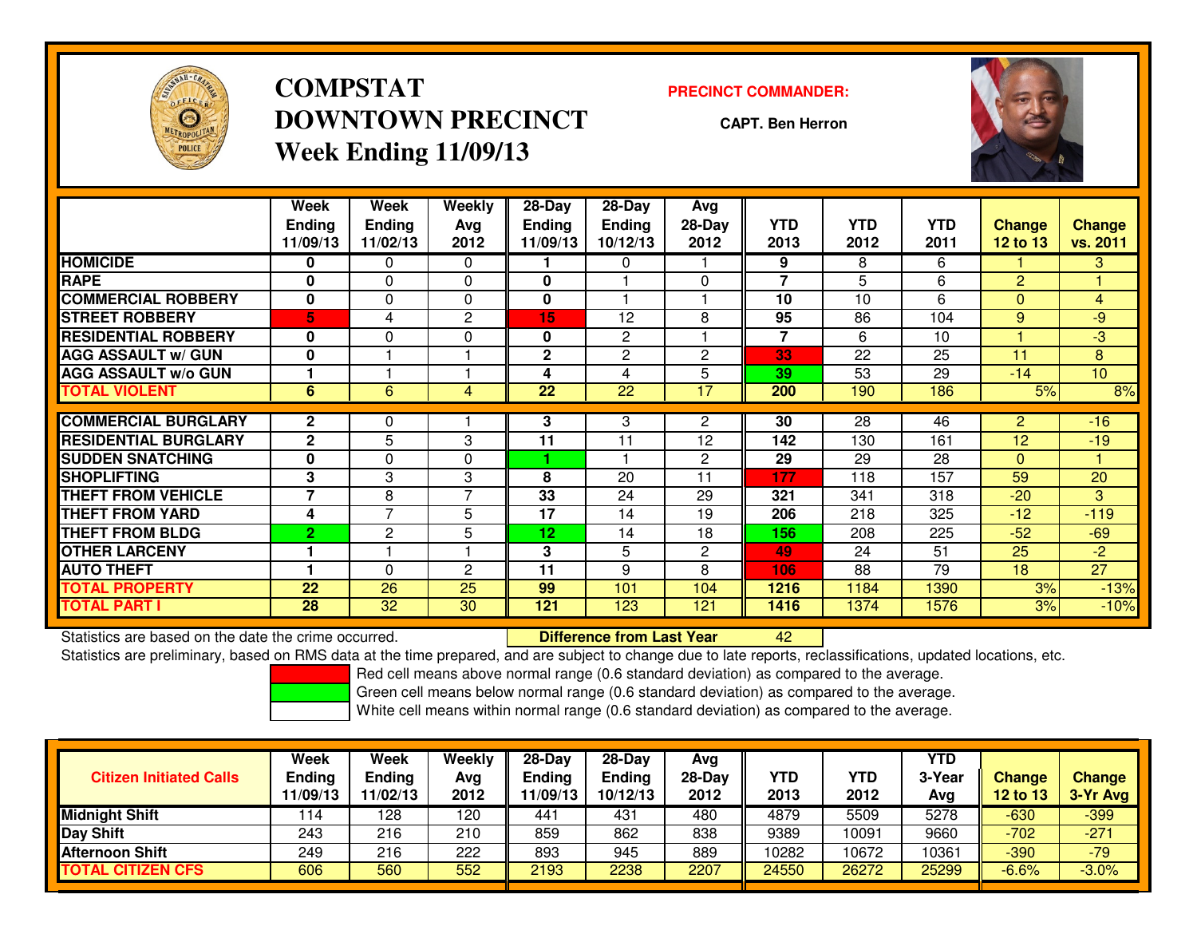# COMPSTAT
# DOWNTOWN PRECINCT
# Week Ending 11/09/13

**PRECINCT COMMANDER:**

**CAPT. Ben Herron**

| | Week Ending 11/09/13 | Week Ending 11/02/13 | Weekly Avg 2012 | 28-Day Ending 11/09/13 | 28-Day Ending 10/12/13 | Avg 28-Day 2012 | YTD 2013 | YTD 2012 | YTD 2011 | Change 12 to 13 | Change vs. 2011 |
|---|---|---|---|---|---|---|---|---|---|---|---|
| HOMICIDE | 0 | 0 | 0 | 1 | 0 | 1 | 9 | 8 | 6 | 1 | 3 |
| RAPE | 0 | 0 | 0 | 0 | 1 | 0 | 7 | 5 | 6 | 2 | 1 |
| COMMERCIAL ROBBERY | 0 | 0 | 0 | 0 | 1 | 1 | 10 | 10 | 6 | 0 | 4 |
| STREET ROBBERY | 5 | 4 | 2 | 15 | 12 | 8 | 95 | 86 | 104 | 9 | -9 |
| RESIDENTIAL ROBBERY | 0 | 0 | 0 | 0 | 2 | 1 | 7 | 6 | 10 | 1 | -3 |
| AGG ASSAULT w/ GUN | 0 | 1 | 1 | 2 | 2 | 2 | 33 | 22 | 25 | 11 | 8 |
| AGG ASSAULT w/o GUN | 1 | 1 | 1 | 4 | 4 | 5 | 39 | 53 | 29 | -14 | 10 |
| TOTAL VIOLENT | 6 | 6 | 4 | 22 | 22 | 17 | 200 | 190 | 186 | 5% | 8% |
| COMMERCIAL BURGLARY | 2 | 0 | 1 | 3 | 3 | 2 | 30 | 28 | 46 | 2 | -16 |
| RESIDENTIAL BURGLARY | 2 | 5 | 3 | 11 | 11 | 12 | 142 | 130 | 161 | 12 | -19 |
| SUDDEN SNATCHING | 0 | 0 | 0 | 1 | 1 | 2 | 29 | 29 | 28 | 0 | 1 |
| SHOPLIFTING | 3 | 3 | 3 | 8 | 20 | 11 | 177 | 118 | 157 | 59 | 20 |
| THEFT FROM VEHICLE | 7 | 8 | 7 | 33 | 24 | 29 | 321 | 341 | 318 | -20 | 3 |
| THEFT FROM YARD | 4 | 7 | 5 | 17 | 14 | 19 | 206 | 218 | 325 | -12 | -119 |
| THEFT FROM BLDG | 2 | 2 | 5 | 12 | 14 | 18 | 156 | 208 | 225 | -52 | -69 |
| OTHER LARCENY | 1 | 1 | 1 | 3 | 5 | 2 | 49 | 24 | 51 | 25 | -2 |
| AUTO THEFT | 1 | 0 | 2 | 11 | 9 | 8 | 106 | 88 | 79 | 18 | 27 |
| TOTAL PROPERTY | 22 | 26 | 25 | 99 | 101 | 104 | 1216 | 1184 | 1390 | 3% | -13% |
| TOTAL PART I | 28 | 32 | 30 | 121 | 123 | 121 | 1416 | 1374 | 1576 | 3% | -10% |

Statistics are based on the date the crime occurred. **Difference from Last Year** 42

Statistics are preliminary, based on RMS data at the time prepared, and are subject to change due to late reports, reclassifications, updated locations, etc.

Red cell means above normal range (0.6 standard deviation) as compared to the average.

Green cell means below normal range (0.6 standard deviation) as compared to the average.

White cell means within normal range (0.6 standard deviation) as compared to the average.

| Citizen Initiated Calls | Week Ending 11/09/13 | Week Ending 11/02/13 | Weekly Avg 2012 | 28-Day Ending 11/09/13 | 28-Day Ending 10/12/13 | Avg 28-Day 2012 | YTD 2013 | YTD 2012 | YTD 3-Year Avg | Change 12 to 13 | Change 3-Yr Avg |
|---|---|---|---|---|---|---|---|---|---|---|---|
| Midnight Shift | 114 | 128 | 120 | 441 | 431 | 480 | 4879 | 5509 | 5278 | -630 | -399 |
| Day Shift | 243 | 216 | 210 | 859 | 862 | 838 | 9389 | 10091 | 9660 | -702 | -271 |
| Afternoon Shift | 249 | 216 | 222 | 893 | 945 | 889 | 10282 | 10672 | 10361 | -390 | -79 |
| TOTAL CITIZEN CFS | 606 | 560 | 552 | 2193 | 2238 | 2207 | 24550 | 26272 | 25299 | -6.6% | -3.0% |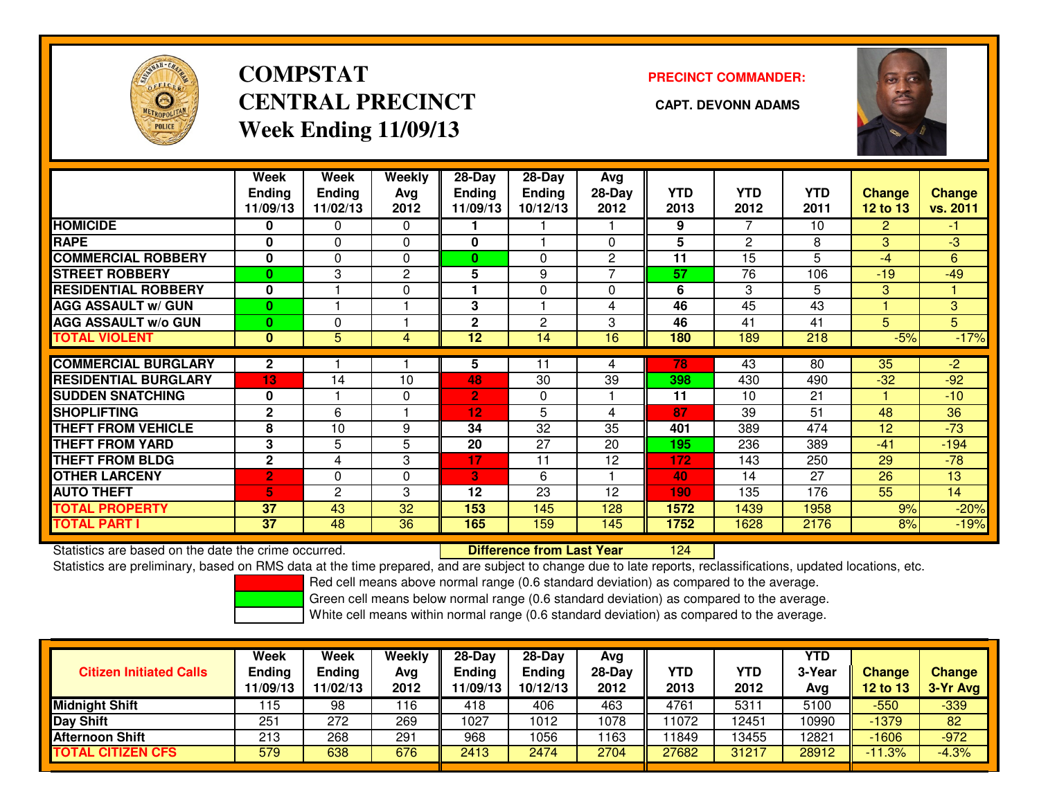# COMPSTAT CENTRAL PRECINCT

## Week Ending 11/09/13

**PRECINCT COMMANDER:**

**CAPT. DEVONN ADAMS**

| | Week Ending 11/09/13 | Week Ending 11/02/13 | Weekly Avg 2012 | 28-Day Ending 11/09/13 | 28-Day Ending 10/12/13 | Avg 28-Day 2012 | YTD 2013 | YTD 2012 | YTD 2011 | Change 12 to 13 | Change vs. 2011 |
|---|---|---|---|---|---|---|---|---|---|---|---|
| HOMICIDE | 0 | 0 | 0 | 1 | 1 | 1 | 9 | 7 | 10 | 2 | -1 |
| RAPE | 0 | 0 | 0 | 0 | 1 | 0 | 5 | 2 | 8 | 3 | -3 |
| COMMERCIAL ROBBERY | 0 | 0 | 0 | 0 | 0 | 2 | 11 | 15 | 5 | -4 | 6 |
| STREET ROBBERY | 0 | 3 | 2 | 5 | 9 | 7 | 57 | 76 | 106 | -19 | -49 |
| RESIDENTIAL ROBBERY | 0 | 1 | 0 | 1 | 0 | 0 | 6 | 3 | 5 | 3 | 1 |
| AGG ASSAULT w/ GUN | 0 | 1 | 1 | 3 | 1 | 4 | 46 | 45 | 43 | 1 | 3 |
| AGG ASSAULT w/o GUN | 0 | 0 | 1 | 2 | 2 | 3 | 46 | 41 | 41 | 5 | 5 |
| TOTAL VIOLENT | 0 | 5 | 4 | 12 | 14 | 16 | 180 | 189 | 218 | -5% | -17% |
| COMMERCIAL BURGLARY | 2 | 1 | 1 | 5 | 11 | 4 | 78 | 43 | 80 | 35 | -2 |
| RESIDENTIAL BURGLARY | 13 | 14 | 10 | 48 | 30 | 39 | 398 | 430 | 490 | -32 | -92 |
| SUDDEN SNATCHING | 0 | 1 | 0 | 2 | 0 | 1 | 11 | 10 | 21 | 1 | -10 |
| SHOPLIFTING | 2 | 6 | 1 | 12 | 5 | 4 | 87 | 39 | 51 | 48 | 36 |
| THEFT FROM VEHICLE | 8 | 10 | 9 | 34 | 32 | 35 | 401 | 389 | 474 | 12 | -73 |
| THEFT FROM YARD | 3 | 5 | 5 | 20 | 27 | 20 | 195 | 236 | 389 | -41 | -194 |
| THEFT FROM BLDG | 2 | 4 | 3 | 17 | 11 | 12 | 172 | 143 | 250 | 29 | -78 |
| OTHER LARCENY | 2 | 0 | 0 | 3 | 6 | 1 | 40 | 14 | 27 | 26 | 13 |
| AUTO THEFT | 5 | 2 | 3 | 12 | 23 | 12 | 190 | 135 | 176 | 55 | 14 |
| TOTAL PROPERTY | 37 | 43 | 32 | 153 | 145 | 128 | 1572 | 1439 | 1958 | 9% | -20% |
| TOTAL PART I | 37 | 48 | 36 | 165 | 159 | 145 | 1752 | 1628 | 2176 | 8% | -19% |

Statistics are based on the date the crime occurred. **Difference from Last Year** 124

Statistics are preliminary, based on RMS data at the time prepared, and are subject to change due to late reports, reclassifications, updated locations, etc.

Red cell means above normal range (0.6 standard deviation) as compared to the average.

Green cell means below normal range (0.6 standard deviation) as compared to the average.

White cell means within normal range (0.6 standard deviation) as compared to the average.

| Citizen Initiated Calls | Week Ending 11/09/13 | Week Ending 11/02/13 | Weekly Avg 2012 | 28-Day Ending 11/09/13 | 28-Day Ending 10/12/13 | Avg 28-Day 2012 | YTD 2013 | YTD 2012 | YTD 3-Year Avg | Change 12 to 13 | Change 3-Yr Avg |
|---|---|---|---|---|---|---|---|---|---|---|---|
| Midnight Shift | 115 | 98 | 116 | 418 | 406 | 463 | 4761 | 5311 | 5100 | -550 | -339 |
| Day Shift | 251 | 272 | 269 | 1027 | 1012 | 1078 | 11072 | 12451 | 10990 | -1379 | 82 |
| Afternoon Shift | 213 | 268 | 291 | 968 | 1056 | 1163 | 11849 | 13455 | 12821 | -1606 | -972 |
| TOTAL CITIZEN CFS | 579 | 638 | 676 | 2413 | 2474 | 2704 | 27682 | 31217 | 28912 | -11.3% | -4.3% |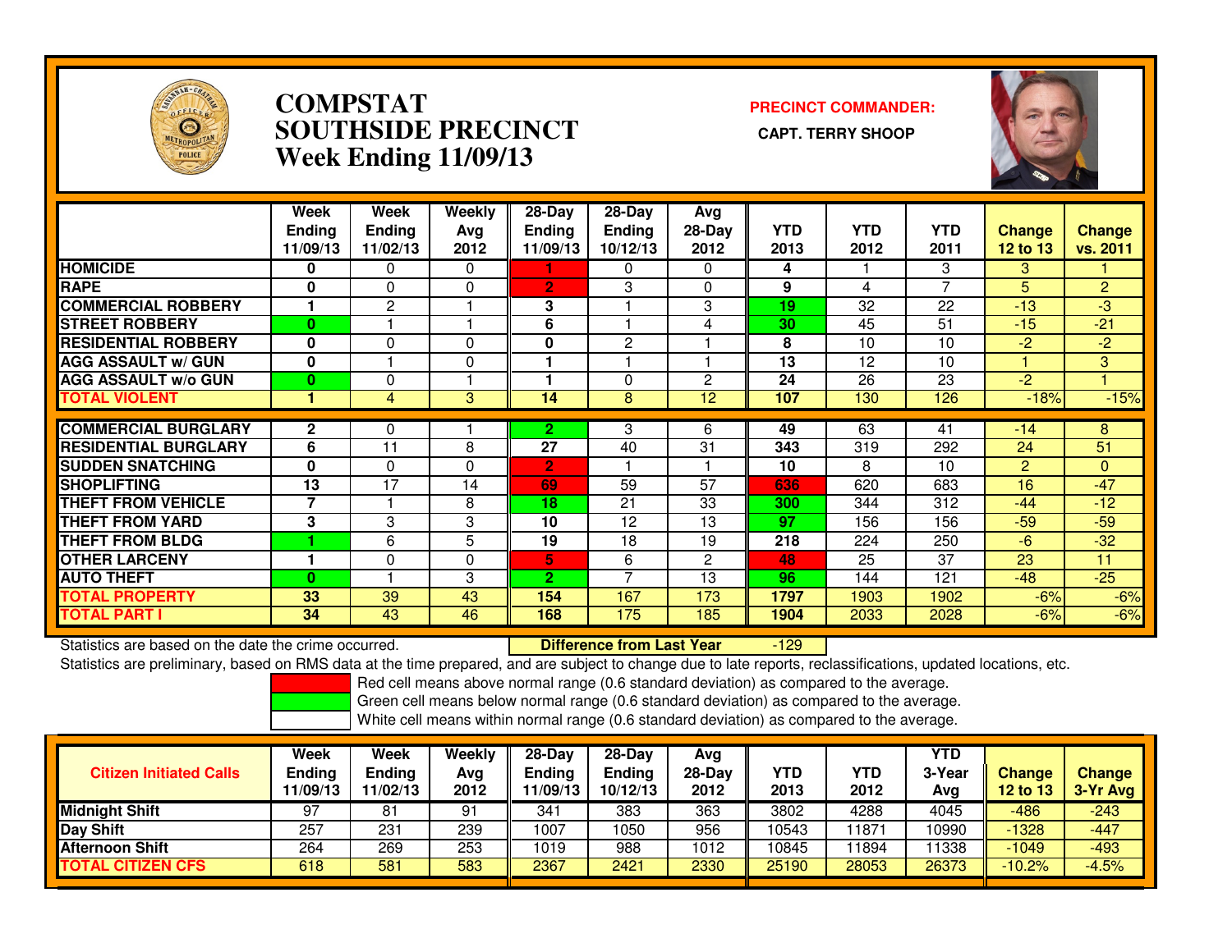# COMPSTAT
# SOUTHSIDE PRECINCT
# Week Ending 11/09/13

**PRECINCT COMMANDER:**

**CAPT. TERRY SHOOP**

| | Week Ending 11/09/13 | Week Ending 11/02/13 | Weekly Avg 2012 | 28-Day Ending 11/09/13 | 28-Day Ending 10/12/13 | Avg 28-Day 2012 | YTD 2013 | YTD 2012 | YTD 2011 | Change 12 to 13 | Change vs. 2011 |
|---|---|---|---|---|---|---|---|---|---|---|---|
| HOMICIDE | 0 | 0 | 0 | 1 | 0 | 0 | 4 | 1 | 3 | 3 | 1 |
| RAPE | 0 | 0 | 0 | 2 | 3 | 0 | 9 | 4 | 7 | 5 | 2 |
| COMMERCIAL ROBBERY | 1 | 2 | 1 | 3 | 1 | 3 | 19 | 32 | 22 | -13 | -3 |
| STREET ROBBERY | 0 | 1 | 1 | 6 | 1 | 4 | 30 | 45 | 51 | -15 | -21 |
| RESIDENTIAL ROBBERY | 0 | 0 | 0 | 0 | 2 | 1 | 8 | 10 | 10 | -2 | -2 |
| AGG ASSAULT w/ GUN | 0 | 1 | 0 | 1 | 1 | 1 | 13 | 12 | 10 | 1 | 3 |
| AGG ASSAULT w/o GUN | 0 | 0 | 1 | 1 | 0 | 2 | 24 | 26 | 23 | -2 | 1 |
| TOTAL VIOLENT | 1 | 4 | 3 | 14 | 8 | 12 | 107 | 130 | 126 | -18% | -15% |
| COMMERCIAL BURGLARY | 2 | 0 | 1 | 2 | 3 | 6 | 49 | 63 | 41 | -14 | 8 |
| RESIDENTIAL BURGLARY | 6 | 11 | 8 | 27 | 40 | 31 | 343 | 319 | 292 | 24 | 51 |
| SUDDEN SNATCHING | 0 | 0 | 0 | 2 | 1 | 1 | 10 | 8 | 10 | 2 | 0 |
| SHOPLIFTING | 13 | 17 | 14 | 69 | 59 | 57 | 636 | 620 | 683 | 16 | -47 |
| THEFT FROM VEHICLE | 7 | 1 | 8 | 18 | 21 | 33 | 300 | 344 | 312 | -44 | -12 |
| THEFT FROM YARD | 3 | 3 | 3 | 10 | 12 | 13 | 97 | 156 | 156 | -59 | -59 |
| THEFT FROM BLDG | 1 | 6 | 5 | 19 | 18 | 19 | 218 | 224 | 250 | -6 | -32 |
| OTHER LARCENY | 1 | 0 | 0 | 5 | 6 | 2 | 48 | 25 | 37 | 23 | 11 |
| AUTO THEFT | 0 | 1 | 3 | 2 | 7 | 13 | 96 | 144 | 121 | -48 | -25 |
| TOTAL PROPERTY | 33 | 39 | 43 | 154 | 167 | 173 | 1797 | 1903 | 1902 | -6% | -6% |
| TOTAL PART I | 34 | 43 | 46 | 168 | 175 | 185 | 1904 | 2033 | 2028 | -6% | -6% |

Statistics are based on the date the crime occurred. **Difference from Last Year** -129

Statistics are preliminary, based on RMS data at the time prepared, and are subject to change due to late reports, reclassifications, updated locations, etc.

Red cell means above normal range (0.6 standard deviation) as compared to the average.

Green cell means below normal range (0.6 standard deviation) as compared to the average.

White cell means within normal range (0.6 standard deviation) as compared to the average.

| Citizen Initiated Calls | Week Ending 11/09/13 | Week Ending 11/02/13 | Weekly Avg 2012 | 28-Day Ending 11/09/13 | 28-Day Ending 10/12/13 | Avg 28-Day 2012 | YTD 2013 | YTD 2012 | YTD 3-Year Avg | Change 12 to 13 | Change 3-Yr Avg |
|---|---|---|---|---|---|---|---|---|---|---|---|
| Midnight Shift | 97 | 81 | 91 | 341 | 383 | 363 | 3802 | 4288 | 4045 | -486 | -243 |
| Day Shift | 257 | 231 | 239 | 1007 | 1050 | 956 | 10543 | 11871 | 10990 | -1328 | -447 |
| Afternoon Shift | 264 | 269 | 253 | 1019 | 988 | 1012 | 10845 | 11894 | 11338 | -1049 | -493 |
| TOTAL CITIZEN CFS | 618 | 581 | 583 | 2367 | 2421 | 2330 | 25190 | 28053 | 26373 | -10.2% | -4.5% |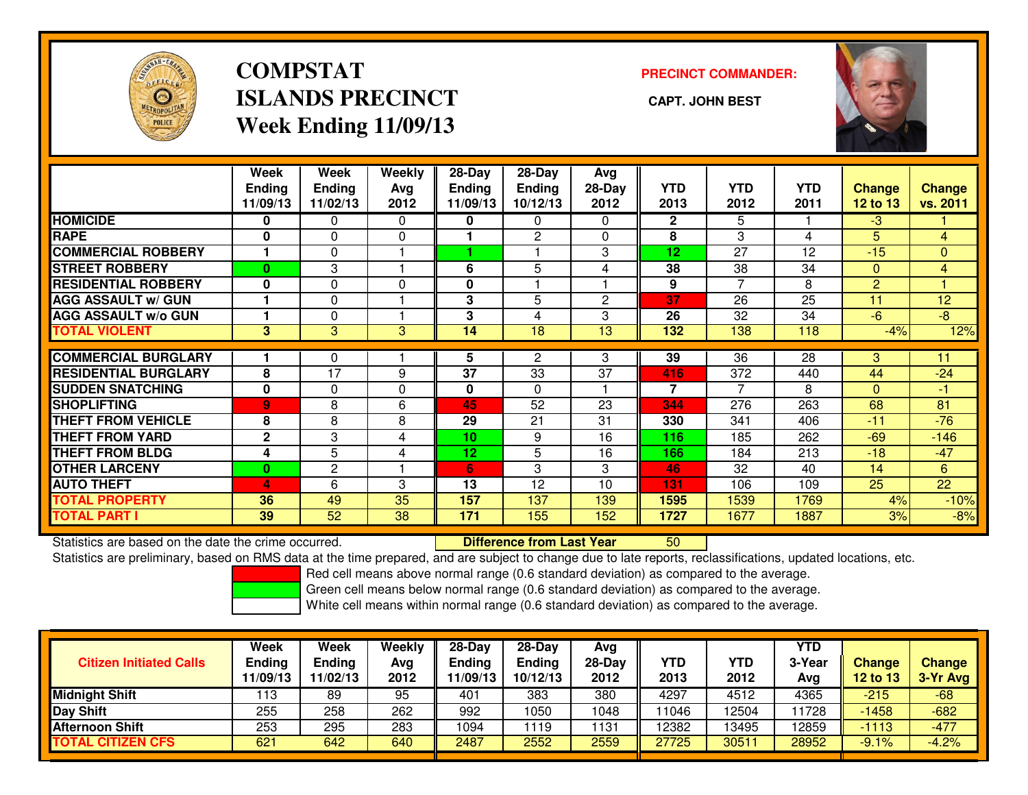# COMPSTAT
# ISLANDS PRECINCT
# Week Ending 11/09/13

**PRECINCT COMMANDER:**

**CAPT. JOHN BEST**

| | Week Ending 11/09/13 | Week Ending 11/02/13 | Weekly Avg 2012 | 28-Day Ending 11/09/13 | 28-Day Ending 10/12/13 | Avg 28-Day 2012 | YTD 2013 | YTD 2012 | YTD 2011 | Change 12 to 13 | Change vs. 2011 |
|---|---|---|---|---|---|---|---|---|---|---|---|
| HOMICIDE | 0 | 0 | 0 | 0 | 0 | 0 | 2 | 5 | 1 | -3 | 1 |
| RAPE | 0 | 0 | 0 | 1 | 2 | 0 | 8 | 3 | 4 | 5 | 4 |
| COMMERCIAL ROBBERY | 1 | 0 | 1 | 1 | 1 | 3 | 12 | 27 | 12 | -15 | 0 |
| STREET ROBBERY | 0 | 3 | 1 | 6 | 5 | 4 | 38 | 38 | 34 | 0 | 4 |
| RESIDENTIAL ROBBERY | 0 | 0 | 0 | 0 | 1 | 1 | 9 | 7 | 8 | 2 | 1 |
| AGG ASSAULT w/ GUN | 1 | 0 | 1 | 3 | 5 | 2 | 37 | 26 | 25 | 11 | 12 |
| AGG ASSAULT w/o GUN | 1 | 0 | 1 | 3 | 4 | 3 | 26 | 32 | 34 | -6 | -8 |
| TOTAL VIOLENT | 3 | 3 | 3 | 14 | 18 | 13 | 132 | 138 | 118 | -4% | 12% |
| COMMERCIAL BURGLARY | 1 | 0 | 1 | 5 | 2 | 3 | 39 | 36 | 28 | 3 | 11 |
| RESIDENTIAL BURGLARY | 8 | 17 | 9 | 37 | 33 | 37 | 416 | 372 | 440 | 44 | -24 |
| SUDDEN SNATCHING | 0 | 0 | 0 | 0 | 0 | 1 | 7 | 7 | 8 | 0 | -1 |
| SHOPLIFTING | 9 | 8 | 6 | 45 | 52 | 23 | 344 | 276 | 263 | 68 | 81 |
| THEFT FROM VEHICLE | 8 | 8 | 8 | 29 | 21 | 31 | 330 | 341 | 406 | -11 | -76 |
| THEFT FROM YARD | 2 | 3 | 4 | 10 | 9 | 16 | 116 | 185 | 262 | -69 | -146 |
| THEFT FROM BLDG | 4 | 5 | 4 | 12 | 5 | 16 | 166 | 184 | 213 | -18 | -47 |
| OTHER LARCENY | 0 | 2 | 1 | 6 | 3 | 3 | 46 | 32 | 40 | 14 | 6 |
| AUTO THEFT | 4 | 6 | 3 | 13 | 12 | 10 | 131 | 106 | 109 | 25 | 22 |
| TOTAL PROPERTY | 36 | 49 | 35 | 157 | 137 | 139 | 1595 | 1539 | 1769 | 4% | -10% |
| TOTAL PART I | 39 | 52 | 38 | 171 | 155 | 152 | 1727 | 1677 | 1887 | 3% | -8% |

Statistics are based on the date the crime occurred. **Difference from Last Year** 50

Statistics are preliminary, based on RMS data at the time prepared, and are subject to change due to late reports, reclassifications, updated locations, etc.

Red cell means above normal range (0.6 standard deviation) as compared to the average.

Green cell means below normal range (0.6 standard deviation) as compared to the average.

White cell means within normal range (0.6 standard deviation) as compared to the average.

| Citizen Initiated Calls | Week Ending 11/09/13 | Week Ending 11/02/13 | Weekly Avg 2012 | 28-Day Ending 11/09/13 | 28-Day Ending 10/12/13 | Avg 28-Day 2012 | YTD 2013 | YTD 2012 | YTD 3-Year Avg | Change 12 to 13 | Change 3-Yr Avg |
|---|---|---|---|---|---|---|---|---|---|---|---|
| Midnight Shift | 113 | 89 | 95 | 401 | 383 | 380 | 4297 | 4512 | 4365 | -215 | -68 |
| Day Shift | 255 | 258 | 262 | 992 | 1050 | 1048 | 11046 | 12504 | 11728 | -1458 | -682 |
| Afternoon Shift | 253 | 295 | 283 | 1094 | 1119 | 1131 | 12382 | 13495 | 12859 | -1113 | -477 |
| TOTAL CITIZEN CFS | 621 | 642 | 640 | 2487 | 2552 | 2559 | 27725 | 30511 | 28952 | -9.1% | -4.2% |